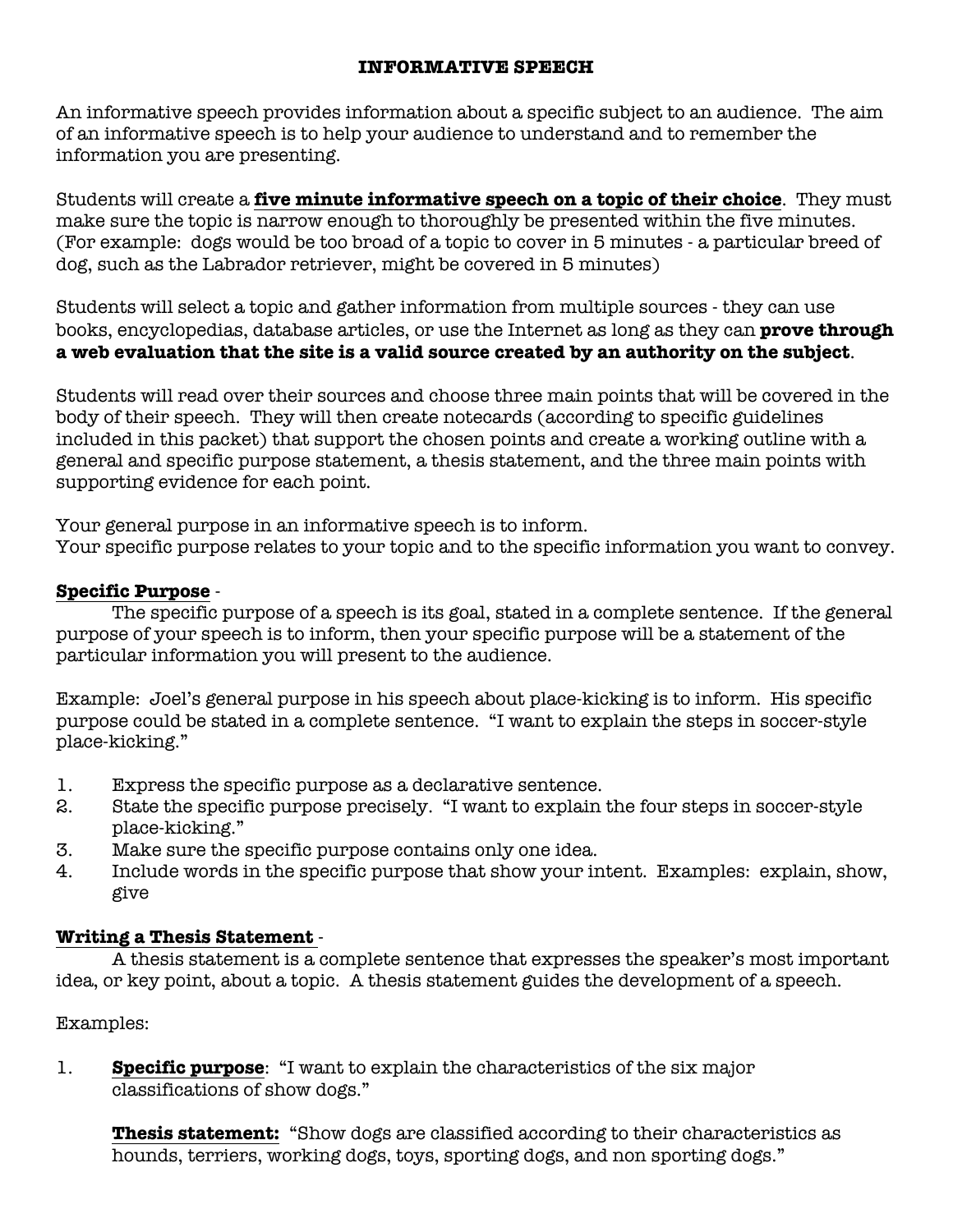# INFORMATIVE SPEECH

An informative speech provides information about a specific subject to an audience. The aim of an informative speech is to help your audience to understand and to remember the information you are presenting.

Students will create a **five minute informative speech on a topic of their choice**. They must make sure the topic is narrow enough to thoroughly be presented within the five minutes. (For example: dogs would be too broad of a topic to cover in 5 minutes - a particular breed of dog, such as the Labrador retriever, might be covered in 5 minutes)

Students will select a topic and gather information from multiple sources - they can use books, encyclopedias, database articles, or use the Internet as long as they can **prove through a web evaluation that the site is a valid source created by an authority on the subject**.

Students will read over their sources and choose three main points that will be covered in the body of their speech. They will then create notecards (according to specific guidelines included in this packet) that support the chosen points and create a working outline with a general and specific purpose statement, a thesis statement, and the three main points with supporting evidence for each point.

Your general purpose in an informative speech is to inform.
Your specific purpose relates to your topic and to the specific information you want to convey.

**Specific Purpose** -

The specific purpose of a speech is its goal, stated in a complete sentence. If the general purpose of your speech is to inform, then your specific purpose will be a statement of the particular information you will present to the audience.

Example: Joel's general purpose in his speech about place-kicking is to inform. His specific purpose could be stated in a complete sentence. "I want to explain the steps in soccer-style place-kicking."

1. Express the specific purpose as a declarative sentence.
2. State the specific purpose precisely. "I want to explain the four steps in soccer-style place-kicking."
3. Make sure the specific purpose contains only one idea.
4. Include words in the specific purpose that show your intent. Examples: explain, show, give

**Writing a Thesis Statement** -

A thesis statement is a complete sentence that expresses the speaker's most important idea, or key point, about a topic. A thesis statement guides the development of a speech.

Examples:

1. **Specific purpose**: "I want to explain the characteristics of the six major classifications of show dogs."

   **Thesis statement:** "Show dogs are classified according to their characteristics as hounds, terriers, working dogs, toys, sporting dogs, and non sporting dogs."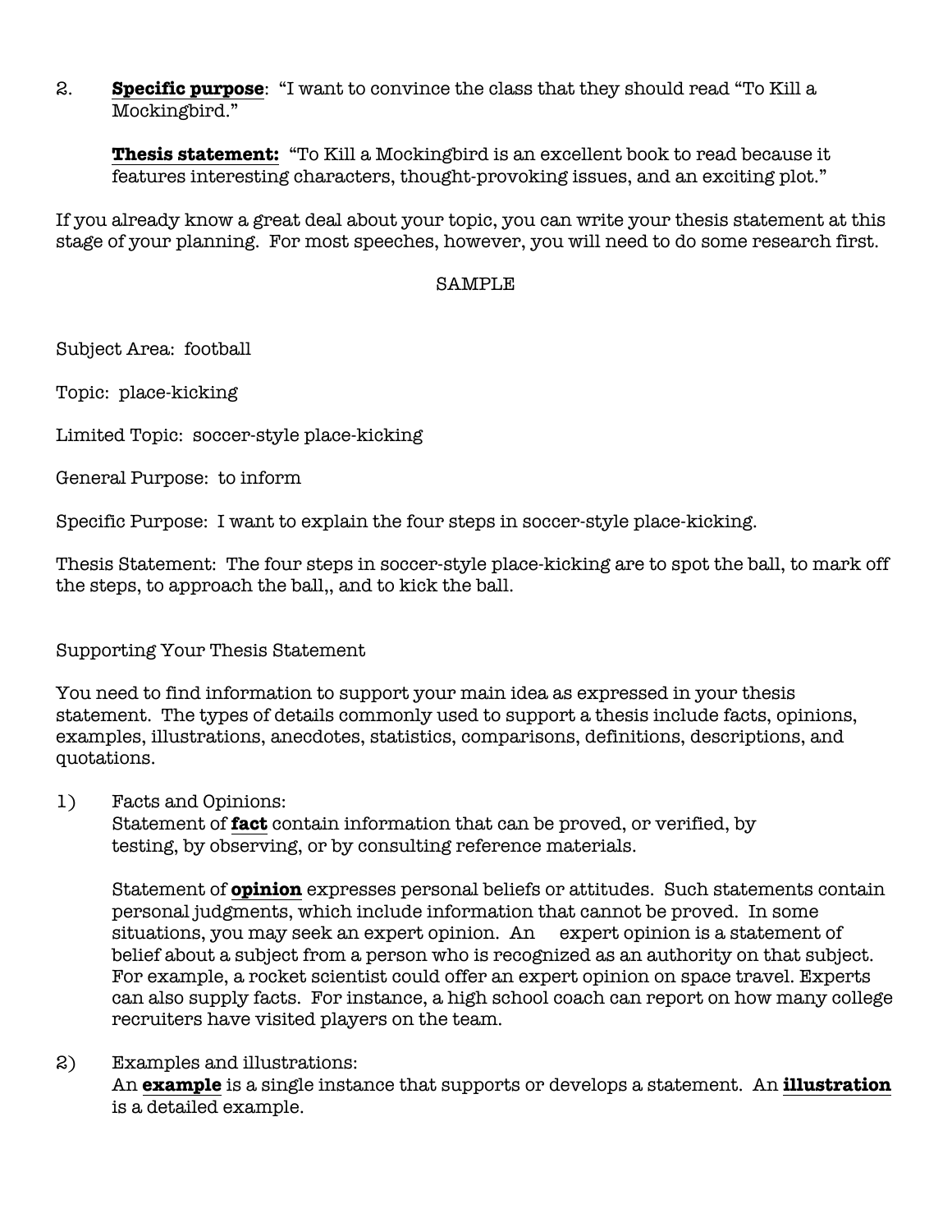2. **Specific purpose**: "I want to convince the class that they should read "To Kill a Mockingbird."

   **Thesis statement:** "To Kill a Mockingbird is an excellent book to read because it features interesting characters, thought-provoking issues, and an exciting plot."

If you already know a great deal about your topic, you can write your thesis statement at this stage of your planning. For most speeches, however, you will need to do some research first.

SAMPLE

Subject Area: football

Topic: place-kicking

Limited Topic: soccer-style place-kicking

General Purpose: to inform

Specific Purpose: I want to explain the four steps in soccer-style place-kicking.

Thesis Statement: The four steps in soccer-style place-kicking are to spot the ball, to mark off the steps, to approach the ball,, and to kick the ball.

Supporting Your Thesis Statement

You need to find information to support your main idea as expressed in your thesis statement. The types of details commonly used to support a thesis include facts, opinions, examples, illustrations, anecdotes, statistics, comparisons, definitions, descriptions, and quotations.

1) Facts and Opinions:
   Statement of **fact** contain information that can be proved, or verified, by testing, by observing, or by consulting reference materials.

   Statement of **opinion** expresses personal beliefs or attitudes. Such statements contain personal judgments, which include information that cannot be proved. In some situations, you may seek an expert opinion. An expert opinion is a statement of belief about a subject from a person who is recognized as an authority on that subject. For example, a rocket scientist could offer an expert opinion on space travel. Experts can also supply facts. For instance, a high school coach can report on how many college recruiters have visited players on the team.

2) Examples and illustrations:
   An **example** is a single instance that supports or develops a statement. An **illustration** is a detailed example.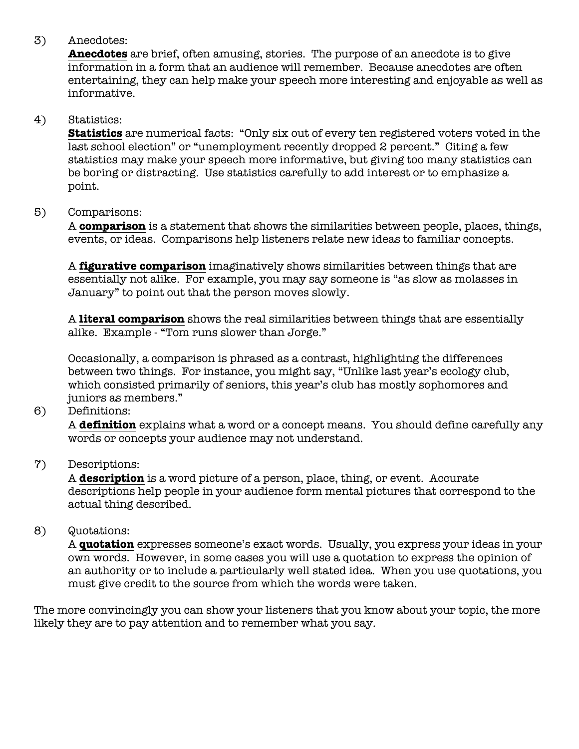3) Anecdotes:

**Anecdotes** are brief, often amusing, stories. The purpose of an anecdote is to give information in a form that an audience will remember. Because anecdotes are often entertaining, they can help make your speech more interesting and enjoyable as well as informative.

4) Statistics:

**Statistics** are numerical facts: "Only six out of every ten registered voters voted in the last school election" or "unemployment recently dropped 2 percent." Citing a few statistics may make your speech more informative, but giving too many statistics can be boring or distracting. Use statistics carefully to add interest or to emphasize a point.

5) Comparisons:

A **comparison** is a statement that shows the similarities between people, places, things, events, or ideas. Comparisons help listeners relate new ideas to familiar concepts.

A **figurative comparison** imaginatively shows similarities between things that are essentially not alike. For example, you may say someone is "as slow as molasses in January" to point out that the person moves slowly.

A **literal comparison** shows the real similarities between things that are essentially alike. Example - "Tom runs slower than Jorge."

Occasionally, a comparison is phrased as a contrast, highlighting the differences between two things. For instance, you might say, "Unlike last year's ecology club, which consisted primarily of seniors, this year's club has mostly sophomores and juniors as members."

6) Definitions:

A **definition** explains what a word or a concept means. You should define carefully any words or concepts your audience may not understand.

7) Descriptions:

A **description** is a word picture of a person, place, thing, or event. Accurate descriptions help people in your audience form mental pictures that correspond to the actual thing described.

8) Quotations:

A **quotation** expresses someone's exact words. Usually, you express your ideas in your own words. However, in some cases you will use a quotation to express the opinion of an authority or to include a particularly well stated idea. When you use quotations, you must give credit to the source from which the words were taken.

The more convincingly you can show your listeners that you know about your topic, the more likely they are to pay attention and to remember what you say.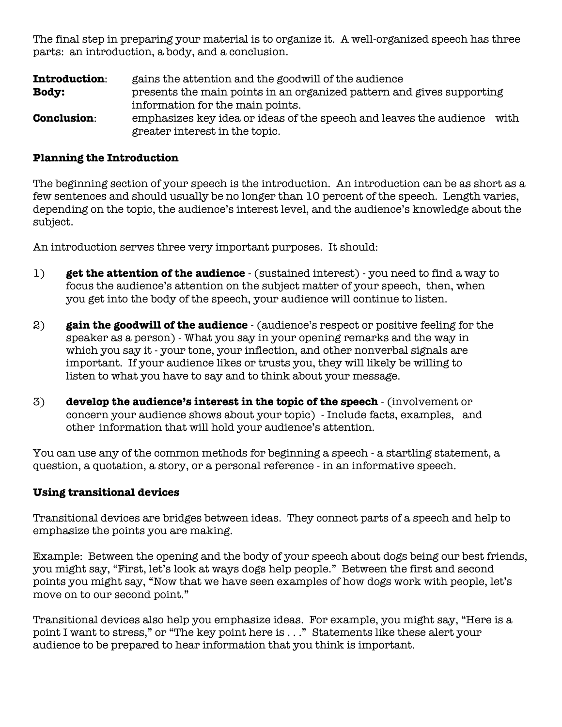The final step in preparing your material is to organize it. A well-organized speech has three parts: an introduction, a body, and a conclusion.

**Introduction**: gains the attention and the goodwill of the audience

**Body:** presents the main points in an organized pattern and gives supporting information for the main points.

**Conclusion**: emphasizes key idea or ideas of the speech and leaves the audience with greater interest in the topic.

**Planning the Introduction**

The beginning section of your speech is the introduction. An introduction can be as short as a few sentences and should usually be no longer than 10 percent of the speech. Length varies, depending on the topic, the audience's interest level, and the audience's knowledge about the subject.

An introduction serves three very important purposes. It should:

1) **get the attention of the audience** - (sustained interest) - you need to find a way to focus the audience's attention on the subject matter of your speech, then, when you get into the body of the speech, your audience will continue to listen.

2) **gain the goodwill of the audience** - (audience's respect or positive feeling for the speaker as a person) - What you say in your opening remarks and the way in which you say it - your tone, your inflection, and other nonverbal signals are important. If your audience likes or trusts you, they will likely be willing to listen to what you have to say and to think about your message.

3) **develop the audience's interest in the topic of the speech** - (involvement or concern your audience shows about your topic) - Include facts, examples, and other information that will hold your audience's attention.

You can use any of the common methods for beginning a speech - a startling statement, a question, a quotation, a story, or a personal reference - in an informative speech.

**Using transitional devices**

Transitional devices are bridges between ideas. They connect parts of a speech and help to emphasize the points you are making.

Example: Between the opening and the body of your speech about dogs being our best friends, you might say, "First, let's look at ways dogs help people." Between the first and second points you might say, "Now that we have seen examples of how dogs work with people, let's move on to our second point."

Transitional devices also help you emphasize ideas. For example, you might say, "Here is a point I want to stress," or "The key point here is . . ." Statements like these alert your audience to be prepared to hear information that you think is important.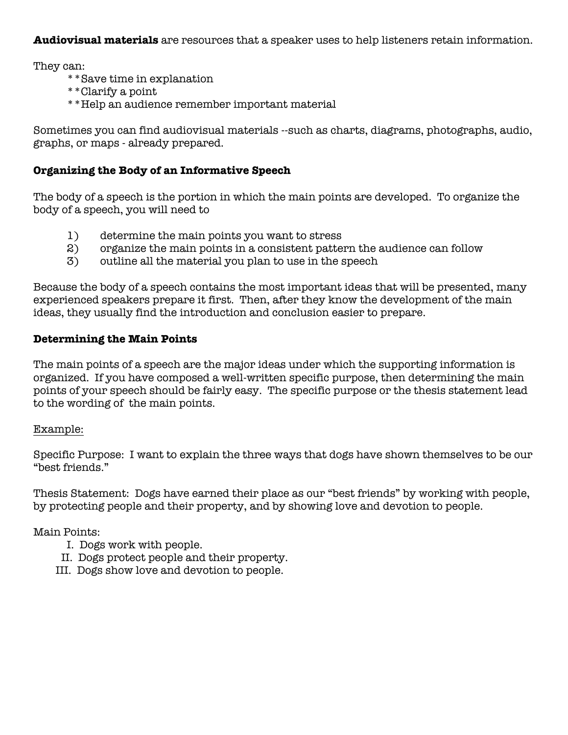**Audiovisual materials** are resources that a speaker uses to help listeners retain information.

They can:

- **Save time in explanation
- **Clarify a point
- **Help an audience remember important material

Sometimes you can find audiovisual materials --such as charts, diagrams, photographs, audio, graphs, or maps - already prepared.

### Organizing the Body of an Informative Speech

The body of a speech is the portion in which the main points are developed. To organize the body of a speech, you will need to

1) determine the main points you want to stress
2) organize the main points in a consistent pattern the audience can follow
3) outline all the material you plan to use in the speech

Because the body of a speech contains the most important ideas that will be presented, many experienced speakers prepare it first. Then, after they know the development of the main ideas, they usually find the introduction and conclusion easier to prepare.

### Determining the Main Points

The main points of a speech are the major ideas under which the supporting information is organized. If you have composed a well-written specific purpose, then determining the main points of your speech should be fairly easy. The specific purpose or the thesis statement lead to the wording of the main points.

<u>Example:</u>

Specific Purpose: I want to explain the three ways that dogs have shown themselves to be our "best friends."

Thesis Statement: Dogs have earned their place as our "best friends" by working with people, by protecting people and their property, and by showing love and devotion to people.

Main Points:

I. Dogs work with people.
II. Dogs protect people and their property.
III. Dogs show love and devotion to people.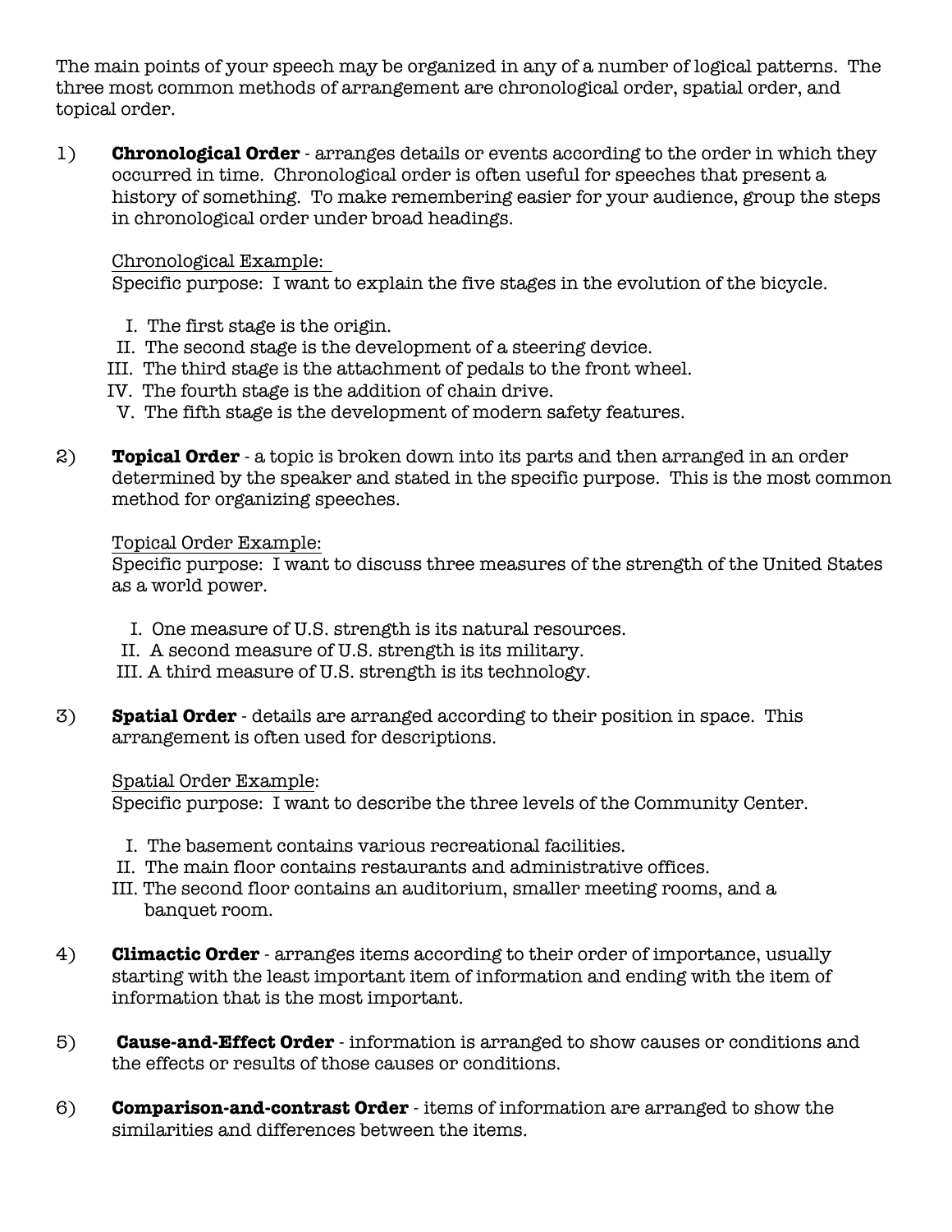The main points of your speech may be organized in any of a number of logical patterns. The three most common methods of arrangement are chronological order, spatial order, and topical order.

1) **Chronological Order** - arranges details or events according to the order in which they occurred in time. Chronological order is often useful for speeches that present a history of something. To make remembering easier for your audience, group the steps in chronological order under broad headings.

   Chronological Example:
   Specific purpose: I want to explain the five stages in the evolution of the bicycle.

   I. The first stage is the origin.
   II. The second stage is the development of a steering device.
   III. The third stage is the attachment of pedals to the front wheel.
   IV. The fourth stage is the addition of chain drive.
   V. The fifth stage is the development of modern safety features.

2) **Topical Order** - a topic is broken down into its parts and then arranged in an order determined by the speaker and stated in the specific purpose. This is the most common method for organizing speeches.

   Topical Order Example:
   Specific purpose: I want to discuss three measures of the strength of the United States as a world power.

   I. One measure of U.S. strength is its natural resources.
   II. A second measure of U.S. strength is its military.
   III. A third measure of U.S. strength is its technology.

3) **Spatial Order** - details are arranged according to their position in space. This arrangement is often used for descriptions.

   Spatial Order Example:
   Specific purpose: I want to describe the three levels of the Community Center.

   I. The basement contains various recreational facilities.
   II. The main floor contains restaurants and administrative offices.
   III. The second floor contains an auditorium, smaller meeting rooms, and a banquet room.

4) **Climactic Order** - arranges items according to their order of importance, usually starting with the least important item of information and ending with the item of information that is the most important.

5) **Cause-and-Effect Order** - information is arranged to show causes or conditions and the effects or results of those causes or conditions.

6) **Comparison-and-contrast Order** - items of information are arranged to show the similarities and differences between the items.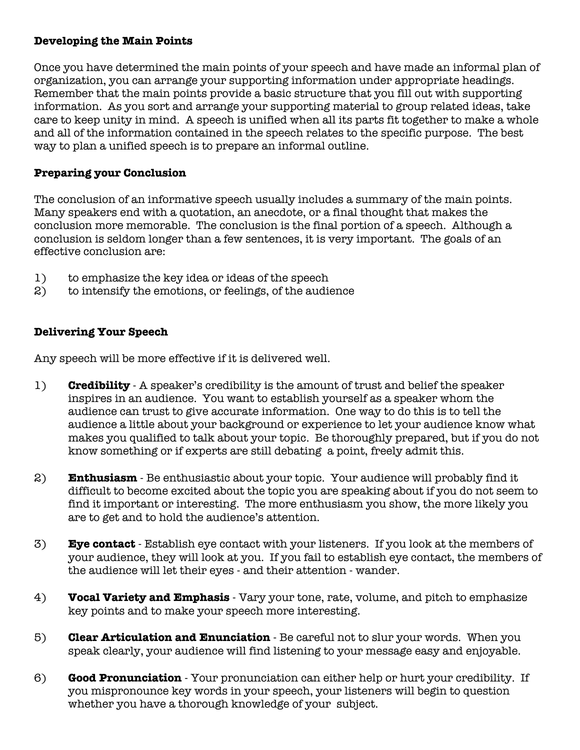**Developing the Main Points**

Once you have determined the main points of your speech and have made an informal plan of organization, you can arrange your supporting information under appropriate headings. Remember that the main points provide a basic structure that you fill out with supporting information. As you sort and arrange your supporting material to group related ideas, take care to keep unity in mind. A speech is unified when all its parts fit together to make a whole and all of the information contained in the speech relates to the specific purpose. The best way to plan a unified speech is to prepare an informal outline.

**Preparing your Conclusion**

The conclusion of an informative speech usually includes a summary of the main points. Many speakers end with a quotation, an anecdote, or a final thought that makes the conclusion more memorable. The conclusion is the final portion of a speech. Although a conclusion is seldom longer than a few sentences, it is very important. The goals of an effective conclusion are:

1) to emphasize the key idea or ideas of the speech
2) to intensify the emotions, or feelings, of the audience

**Delivering Your Speech**

Any speech will be more effective if it is delivered well.

1) **Credibility** - A speaker's credibility is the amount of trust and belief the speaker inspires in an audience. You want to establish yourself as a speaker whom the audience can trust to give accurate information. One way to do this is to tell the audience a little about your background or experience to let your audience know what makes you qualified to talk about your topic. Be thoroughly prepared, but if you do not know something or if experts are still debating a point, freely admit this.

2) **Enthusiasm** - Be enthusiastic about your topic. Your audience will probably find it difficult to become excited about the topic you are speaking about if you do not seem to find it important or interesting. The more enthusiasm you show, the more likely you are to get and to hold the audience's attention.

3) **Eye contact** - Establish eye contact with your listeners. If you look at the members of your audience, they will look at you. If you fail to establish eye contact, the members of the audience will let their eyes - and their attention - wander.

4) **Vocal Variety and Emphasis** - Vary your tone, rate, volume, and pitch to emphasize key points and to make your speech more interesting.

5) **Clear Articulation and Enunciation** - Be careful not to slur your words. When you speak clearly, your audience will find listening to your message easy and enjoyable.

6) **Good Pronunciation** - Your pronunciation can either help or hurt your credibility. If you mispronounce key words in your speech, your listeners will begin to question whether you have a thorough knowledge of your subject.